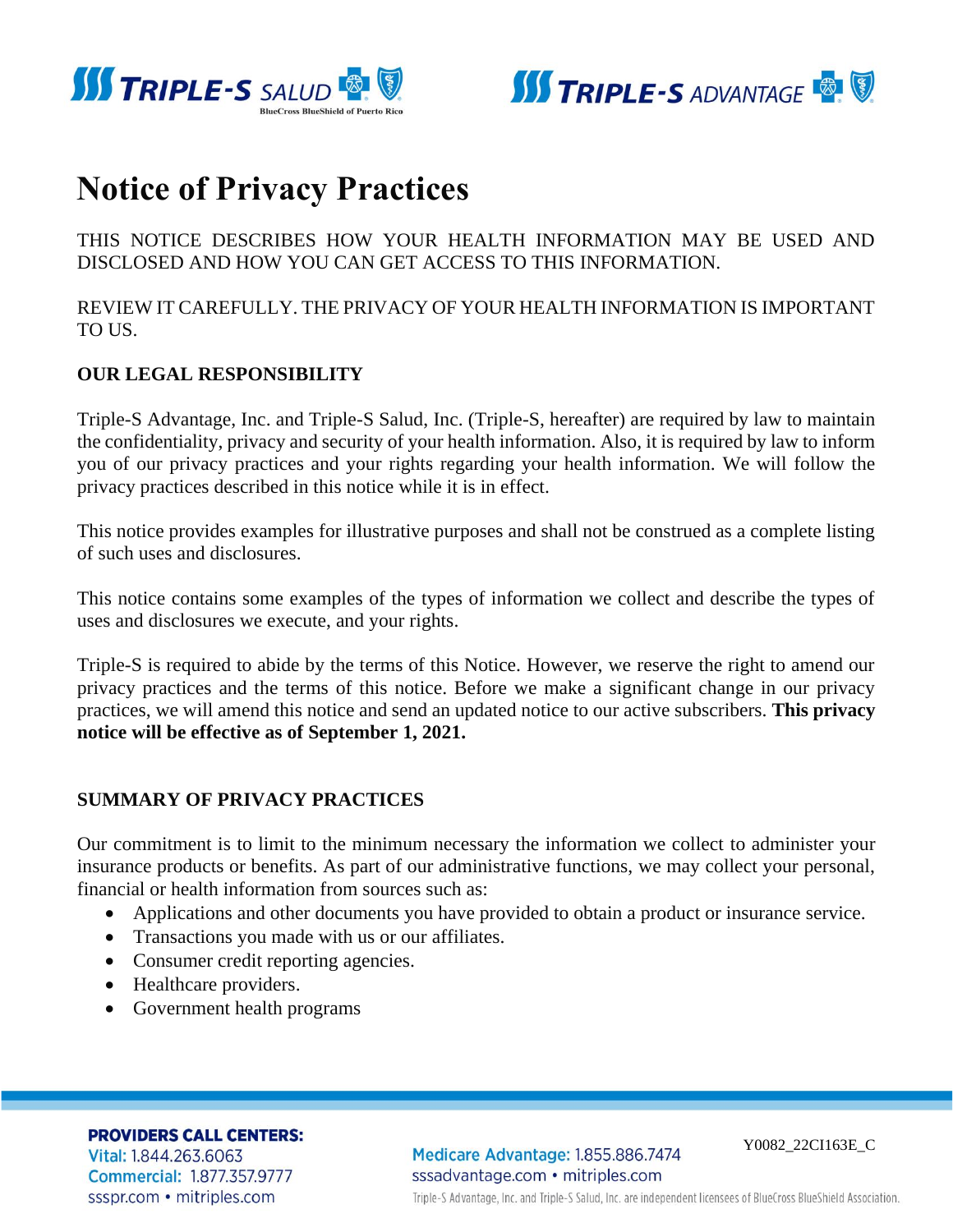# Notice of Privacy Practices

THIS NOTICE DESCRIBES HOW YOUR HEALTH INFORMATION MAY BE USED AND DISCLOSED AND HOW YOU CAN GET ACCESS TO THIS INFORMATION.

REVIEW IT CAREFULLY. THE PRIVACY OF YOUR HEALTH INFORMATION IS IMPORTANT TO US.

## OUR LEGAL RESPONSIBILITY

Triple-S Advantage, Inc. and Triple-S Salud, Inc. (Triple-S, hereafter) are required by law to maintain the confidentiality, privacy and security of your health information. Also, it is required by law to inform you of our privacy practices and your rights regarding your health information. We will follow the privacy practices described in this notice while it is in effect.

This notice provides examples for illustrative purposes and shall not be construed as a complete listing of such uses and disclosures.

This notice contains some examples of the types of information we collect and describe the types of uses and disclosures we execute, and your rights.

Triple-S is required to abide by the terms of this Notice. However, we reserve the right to amend our privacy practices and the terms of this notice. Before we make a significant change in our privacy practices, we will amend this notice and send an updated notice to our active subscribers. **This privacy notice will be effective as of September 1, 2021.**

## SUMMARY OF PRIVACY PRACTICES

Our commitment is to limit to the minimum necessary the information we collect to administer your insurance products or benefits. As part of our administrative functions, we may collect your personal, financial or health information from sources such as:

- Applications and other documents you have provided to obtain a product or insurance service.
- Transactions you made with us or our affiliates.
- Consumer credit reporting agencies.
- Healthcare providers.
- Government health programs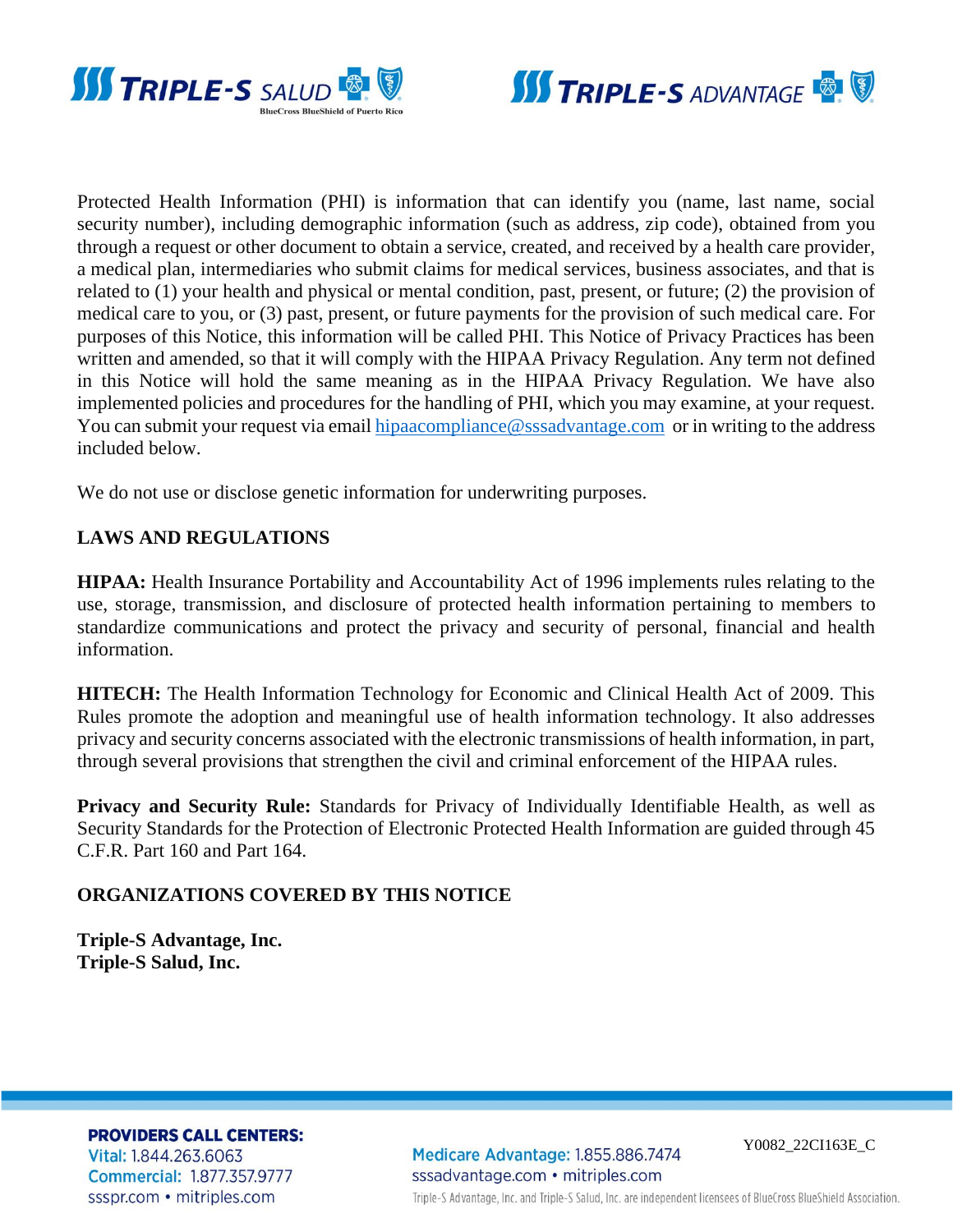Protected Health Information (PHI) is information that can identify you (name, last name, social security number), including demographic information (such as address, zip code), obtained from you through a request or other document to obtain a service, created, and received by a health care provider, a medical plan, intermediaries who submit claims for medical services, business associates, and that is related to (1) your health and physical or mental condition, past, present, or future; (2) the provision of medical care to you, or (3) past, present, or future payments for the provision of such medical care. For purposes of this Notice, this information will be called PHI. This Notice of Privacy Practices has been written and amended, so that it will comply with the HIPAA Privacy Regulation. Any term not defined in this Notice will hold the same meaning as in the HIPAA Privacy Regulation. We have also implemented policies and procedures for the handling of PHI, which you may examine, at your request. You can submit your request via email [hipaacompliance@sssadvantage.com](mailto:hipaacompliance@sssadvantage.com) or in writing to the address included below.

We do not use or disclose genetic information for underwriting purposes.

## LAWS AND REGULATIONS

**HIPAA:** Health Insurance Portability and Accountability Act of 1996 implements rules relating to the use, storage, transmission, and disclosure of protected health information pertaining to members to standardize communications and protect the privacy and security of personal, financial and health information.

**HITECH:** The Health Information Technology for Economic and Clinical Health Act of 2009. This Rules promote the adoption and meaningful use of health information technology. It also addresses privacy and security concerns associated with the electronic transmissions of health information, in part, through several provisions that strengthen the civil and criminal enforcement of the HIPAA rules.

**Privacy and Security Rule:** Standards for Privacy of Individually Identifiable Health, as well as Security Standards for the Protection of Electronic Protected Health Information are guided through 45 C.F.R. Part 160 and Part 164.

## ORGANIZATIONS COVERED BY THIS NOTICE

**Triple-S Advantage, Inc.**
**Triple-S Salud, Inc.**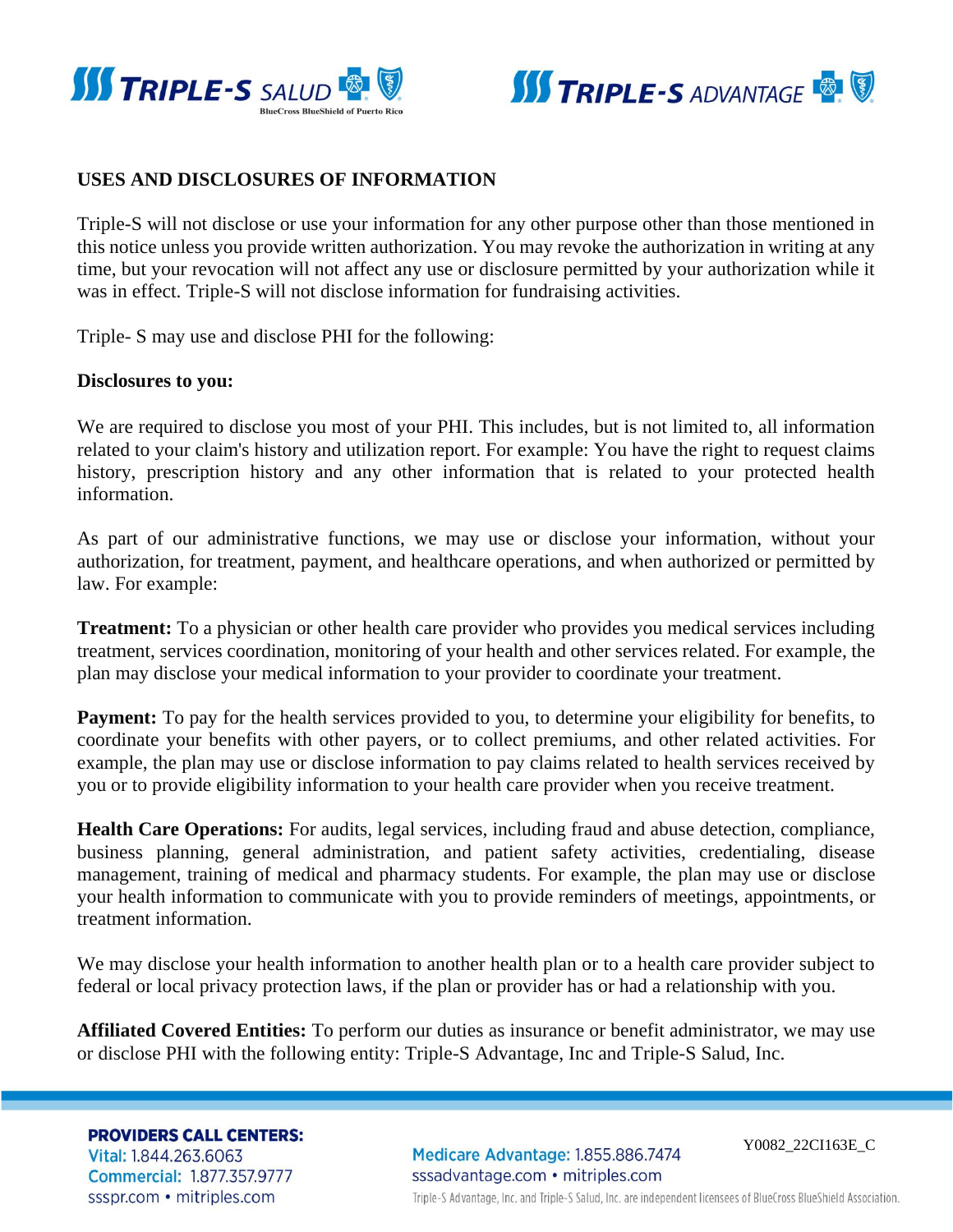## USES AND DISCLOSURES OF INFORMATION

Triple-S will not disclose or use your information for any other purpose other than those mentioned in this notice unless you provide written authorization. You may revoke the authorization in writing at any time, but your revocation will not affect any use or disclosure permitted by your authorization while it was in effect. Triple-S will not disclose information for fundraising activities.

Triple- S may use and disclose PHI for the following:

**Disclosures to you:**

We are required to disclose you most of your PHI. This includes, but is not limited to, all information related to your claim's history and utilization report. For example: You have the right to request claims history, prescription history and any other information that is related to your protected health information.

As part of our administrative functions, we may use or disclose your information, without your authorization, for treatment, payment, and healthcare operations, and when authorized or permitted by law. For example:

**Treatment:** To a physician or other health care provider who provides you medical services including treatment, services coordination, monitoring of your health and other services related. For example, the plan may disclose your medical information to your provider to coordinate your treatment.

**Payment:** To pay for the health services provided to you, to determine your eligibility for benefits, to coordinate your benefits with other payers, or to collect premiums, and other related activities. For example, the plan may use or disclose information to pay claims related to health services received by you or to provide eligibility information to your health care provider when you receive treatment.

**Health Care Operations:** For audits, legal services, including fraud and abuse detection, compliance, business planning, general administration, and patient safety activities, credentialing, disease management, training of medical and pharmacy students. For example, the plan may use or disclose your health information to communicate with you to provide reminders of meetings, appointments, or treatment information.

We may disclose your health information to another health plan or to a health care provider subject to federal or local privacy protection laws, if the plan or provider has or had a relationship with you.

**Affiliated Covered Entities:** To perform our duties as insurance or benefit administrator, we may use or disclose PHI with the following entity: Triple-S Advantage, Inc and Triple-S Salud, Inc.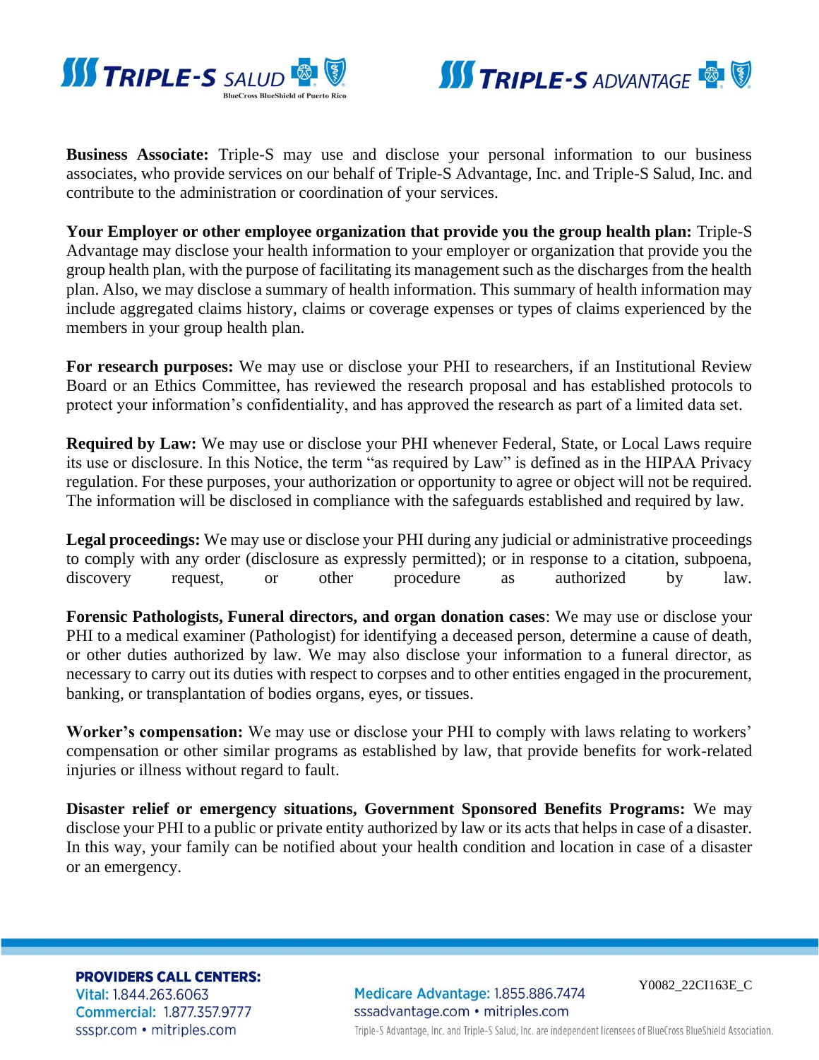**Business Associate:** Triple-S may use and disclose your personal information to our business associates, who provide services on our behalf of Triple-S Advantage, Inc. and Triple-S Salud, Inc. and contribute to the administration or coordination of your services.

**Your Employer or other employee organization that provide you the group health plan:** Triple-S Advantage may disclose your health information to your employer or organization that provide you the group health plan, with the purpose of facilitating its management such as the discharges from the health plan. Also, we may disclose a summary of health information. This summary of health information may include aggregated claims history, claims or coverage expenses or types of claims experienced by the members in your group health plan.

**For research purposes:** We may use or disclose your PHI to researchers, if an Institutional Review Board or an Ethics Committee, has reviewed the research proposal and has established protocols to protect your information's confidentiality, and has approved the research as part of a limited data set.

**Required by Law:** We may use or disclose your PHI whenever Federal, State, or Local Laws require its use or disclosure. In this Notice, the term "as required by Law" is defined as in the HIPAA Privacy regulation. For these purposes, your authorization or opportunity to agree or object will not be required. The information will be disclosed in compliance with the safeguards established and required by law.

**Legal proceedings:** We may use or disclose your PHI during any judicial or administrative proceedings to comply with any order (disclosure as expressly permitted); or in response to a citation, subpoena, discovery request, or other procedure as authorized by law.

**Forensic Pathologists, Funeral directors, and organ donation cases**: We may use or disclose your PHI to a medical examiner (Pathologist) for identifying a deceased person, determine a cause of death, or other duties authorized by law. We may also disclose your information to a funeral director, as necessary to carry out its duties with respect to corpses and to other entities engaged in the procurement, banking, or transplantation of bodies organs, eyes, or tissues.

**Worker's compensation:** We may use or disclose your PHI to comply with laws relating to workers' compensation or other similar programs as established by law, that provide benefits for work-related injuries or illness without regard to fault.

**Disaster relief or emergency situations, Government Sponsored Benefits Programs:** We may disclose your PHI to a public or private entity authorized by law or its acts that helps in case of a disaster. In this way, your family can be notified about your health condition and location in case of a disaster or an emergency.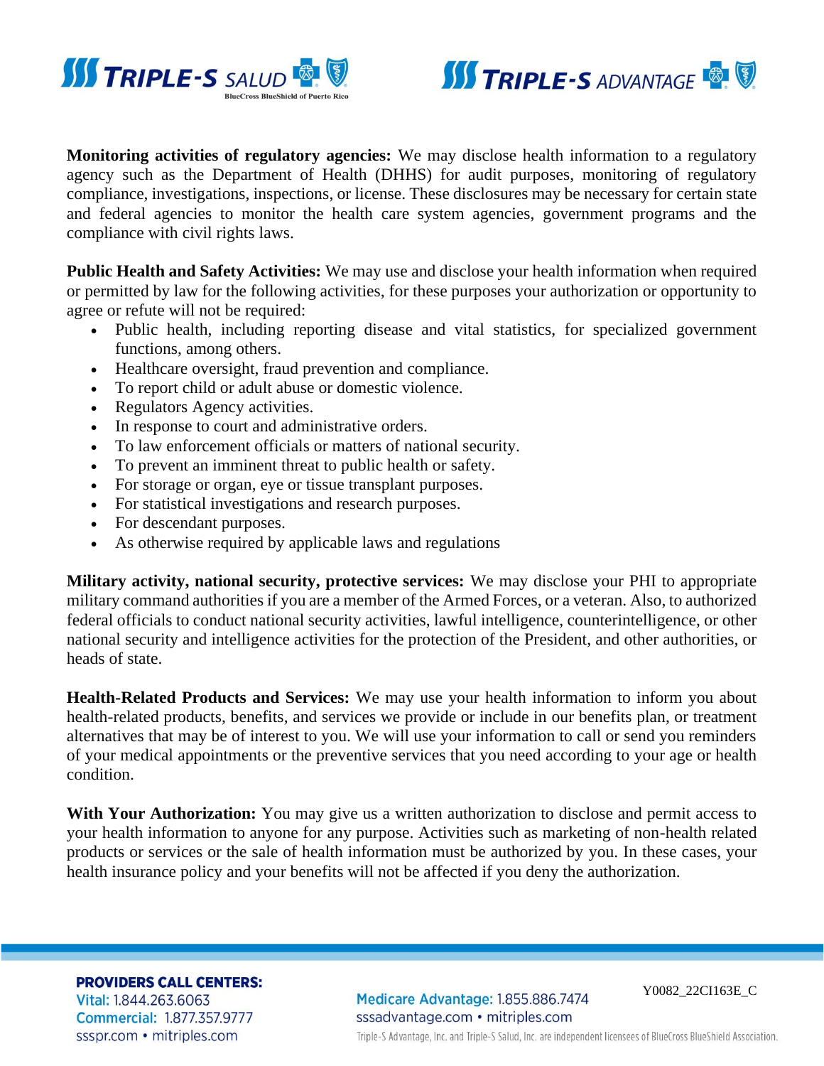**Monitoring activities of regulatory agencies:** We may disclose health information to a regulatory agency such as the Department of Health (DHHS) for audit purposes, monitoring of regulatory compliance, investigations, inspections, or license. These disclosures may be necessary for certain state and federal agencies to monitor the health care system agencies, government programs and the compliance with civil rights laws.

**Public Health and Safety Activities:** We may use and disclose your health information when required or permitted by law for the following activities, for these purposes your authorization or opportunity to agree or refute will not be required:

- Public health, including reporting disease and vital statistics, for specialized government functions, among others.
- Healthcare oversight, fraud prevention and compliance.
- To report child or adult abuse or domestic violence.
- Regulators Agency activities.
- In response to court and administrative orders.
- To law enforcement officials or matters of national security.
- To prevent an imminent threat to public health or safety.
- For storage or organ, eye or tissue transplant purposes.
- For statistical investigations and research purposes.
- For descendant purposes.
- As otherwise required by applicable laws and regulations

**Military activity, national security, protective services:** We may disclose your PHI to appropriate military command authorities if you are a member of the Armed Forces, or a veteran. Also, to authorized federal officials to conduct national security activities, lawful intelligence, counterintelligence, or other national security and intelligence activities for the protection of the President, and other authorities, or heads of state.

**Health-Related Products and Services:** We may use your health information to inform you about health-related products, benefits, and services we provide or include in our benefits plan, or treatment alternatives that may be of interest to you. We will use your information to call or send you reminders of your medical appointments or the preventive services that you need according to your age or health condition.

**With Your Authorization:** You may give us a written authorization to disclose and permit access to your health information to anyone for any purpose. Activities such as marketing of non-health related products or services or the sale of health information must be authorized by you. In these cases, your health insurance policy and your benefits will not be affected if you deny the authorization.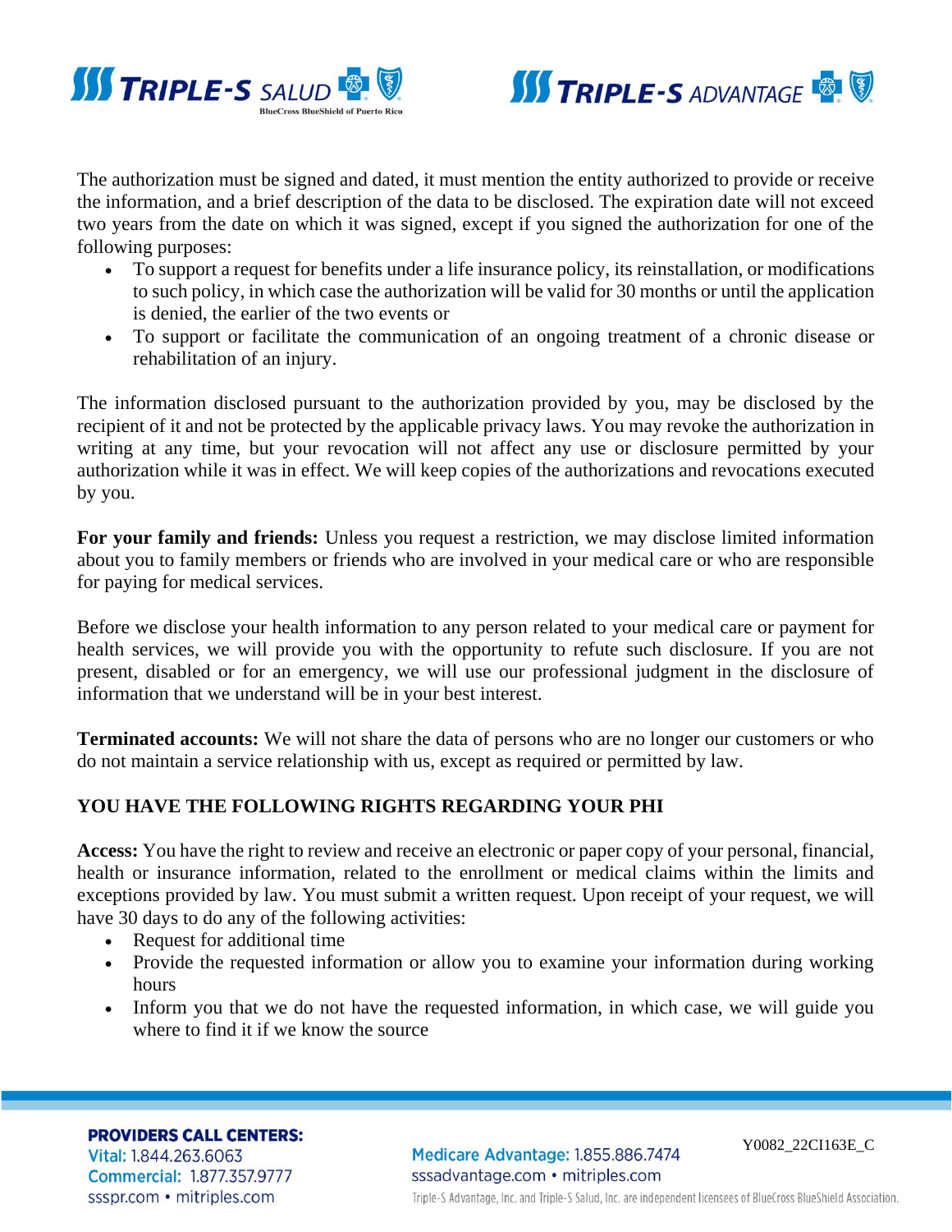The authorization must be signed and dated, it must mention the entity authorized to provide or receive the information, and a brief description of the data to be disclosed. The expiration date will not exceed two years from the date on which it was signed, except if you signed the authorization for one of the following purposes:

- To support a request for benefits under a life insurance policy, its reinstallation, or modifications to such policy, in which case the authorization will be valid for 30 months or until the application is denied, the earlier of the two events or
- To support or facilitate the communication of an ongoing treatment of a chronic disease or rehabilitation of an injury.

The information disclosed pursuant to the authorization provided by you, may be disclosed by the recipient of it and not be protected by the applicable privacy laws. You may revoke the authorization in writing at any time, but your revocation will not affect any use or disclosure permitted by your authorization while it was in effect. We will keep copies of the authorizations and revocations executed by you.

**For your family and friends:** Unless you request a restriction, we may disclose limited information about you to family members or friends who are involved in your medical care or who are responsible for paying for medical services.

Before we disclose your health information to any person related to your medical care or payment for health services, we will provide you with the opportunity to refute such disclosure. If you are not present, disabled or for an emergency, we will use our professional judgment in the disclosure of information that we understand will be in your best interest.

**Terminated accounts:** We will not share the data of persons who are no longer our customers or who do not maintain a service relationship with us, except as required or permitted by law.

## YOU HAVE THE FOLLOWING RIGHTS REGARDING YOUR PHI

**Access:** You have the right to review and receive an electronic or paper copy of your personal, financial, health or insurance information, related to the enrollment or medical claims within the limits and exceptions provided by law. You must submit a written request. Upon receipt of your request, we will have 30 days to do any of the following activities:

- Request for additional time
- Provide the requested information or allow you to examine your information during working hours
- Inform you that we do not have the requested information, in which case, we will guide you where to find it if we know the source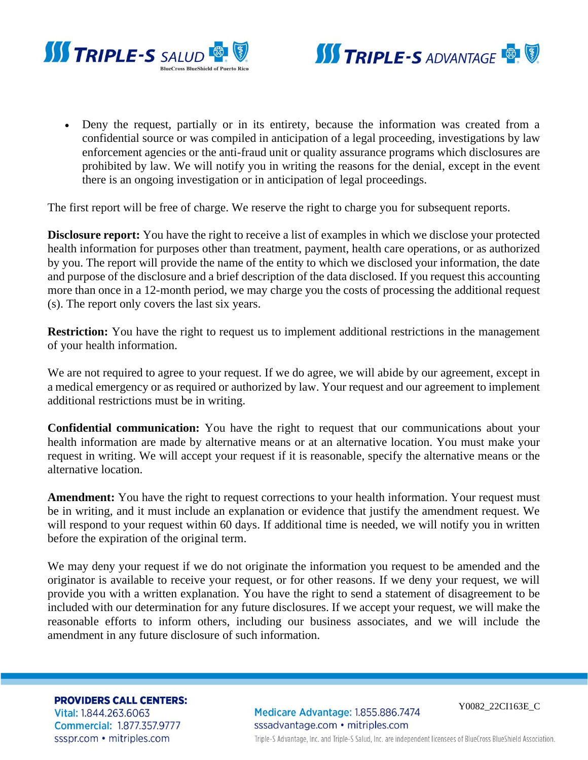- Deny the request, partially or in its entirety, because the information was created from a confidential source or was compiled in anticipation of a legal proceeding, investigations by law enforcement agencies or the anti-fraud unit or quality assurance programs which disclosures are prohibited by law. We will notify you in writing the reasons for the denial, except in the event there is an ongoing investigation or in anticipation of legal proceedings.

The first report will be free of charge. We reserve the right to charge you for subsequent reports.

**Disclosure report:** You have the right to receive a list of examples in which we disclose your protected health information for purposes other than treatment, payment, health care operations, or as authorized by you. The report will provide the name of the entity to which we disclosed your information, the date and purpose of the disclosure and a brief description of the data disclosed. If you request this accounting more than once in a 12-month period, we may charge you the costs of processing the additional request (s). The report only covers the last six years.

**Restriction:** You have the right to request us to implement additional restrictions in the management of your health information.

We are not required to agree to your request. If we do agree, we will abide by our agreement, except in a medical emergency or as required or authorized by law. Your request and our agreement to implement additional restrictions must be in writing.

**Confidential communication:** You have the right to request that our communications about your health information are made by alternative means or at an alternative location. You must make your request in writing. We will accept your request if it is reasonable, specify the alternative means or the alternative location.

**Amendment:** You have the right to request corrections to your health information. Your request must be in writing, and it must include an explanation or evidence that justify the amendment request. We will respond to your request within 60 days. If additional time is needed, we will notify you in written before the expiration of the original term.

We may deny your request if we do not originate the information you request to be amended and the originator is available to receive your request, or for other reasons. If we deny your request, we will provide you with a written explanation. You have the right to send a statement of disagreement to be included with our determination for any future disclosures. If we accept your request, we will make the reasonable efforts to inform others, including our business associates, and we will include the amendment in any future disclosure of such information.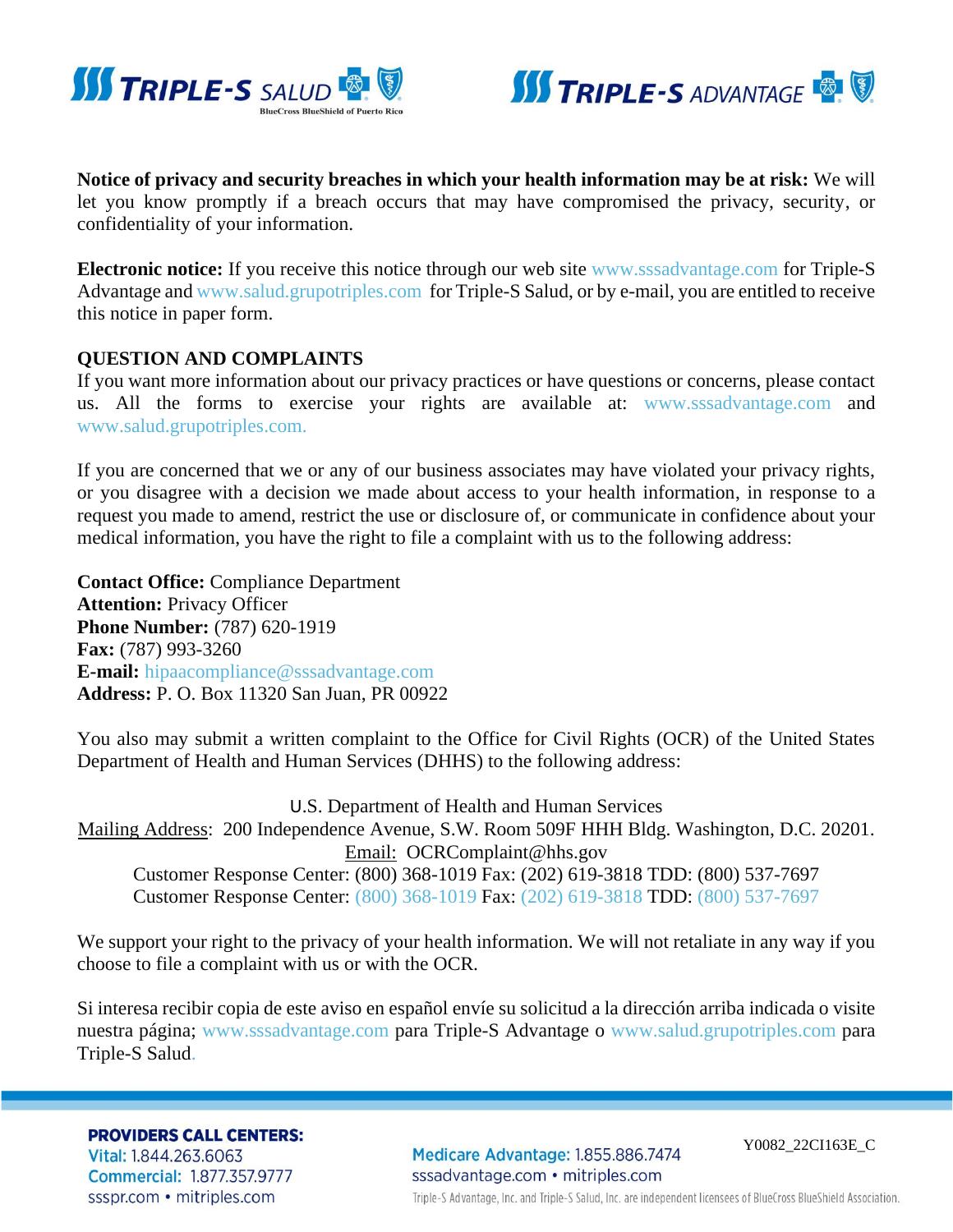**Notice of privacy and security breaches in which your health information may be at risk:** We will let you know promptly if a breach occurs that may have compromised the privacy, security, or confidentiality of your information.

**Electronic notice:** If you receive this notice through our web site www.sssadvantage.com for Triple-S Advantage and www.salud.grupotriples.com for Triple-S Salud, or by e-mail, you are entitled to receive this notice in paper form.

## QUESTION AND COMPLAINTS

If you want more information about our privacy practices or have questions or concerns, please contact us. All the forms to exercise your rights are available at: www.sssadvantage.com and www.salud.grupotriples.com.

If you are concerned that we or any of our business associates may have violated your privacy rights, or you disagree with a decision we made about access to your health information, in response to a request you made to amend, restrict the use or disclosure of, or communicate in confidence about your medical information, you have the right to file a complaint with us to the following address:

**Contact Office:** Compliance Department
**Attention:** Privacy Officer
**Phone Number:** (787) 620-1919
**Fax:** (787) 993-3260
**E-mail:** hipaacompliance@sssadvantage.com
**Address:** P. O. Box 11320 San Juan, PR 00922

You also may submit a written complaint to the Office for Civil Rights (OCR) of the United States Department of Health and Human Services (DHHS) to the following address:

U.S. Department of Health and Human Services
Mailing Address: 200 Independence Avenue, S.W. Room 509F HHH Bldg. Washington, D.C. 20201.
Email: OCRComplaint@hhs.gov
Customer Response Center: (800) 368-1019 Fax: (202) 619-3818 TDD: (800) 537-7697
Customer Response Center: (800) 368-1019 Fax: (202) 619-3818 TDD: (800) 537-7697

We support your right to the privacy of your health information. We will not retaliate in any way if you choose to file a complaint with us or with the OCR.

Si interesa recibir copia de este aviso en español envíe su solicitud a la dirección arriba indicada o visite nuestra página; www.sssadvantage.com para Triple-S Advantage o www.salud.grupotriples.com para Triple-S Salud.

**PROVIDERS CALL CENTERS:**
Vital: 1.844.263.6063
Commercial: 1.877.357.9777
ssspr.com • mitriples.com

Medicare Advantage: 1.855.886.7474
sssadvantage.com • mitriples.com
Triple-S Advantage, Inc. and Triple-S Salud, Inc. are independent licensees of BlueCross BlueShield Association.

Y0082_22CI163E_C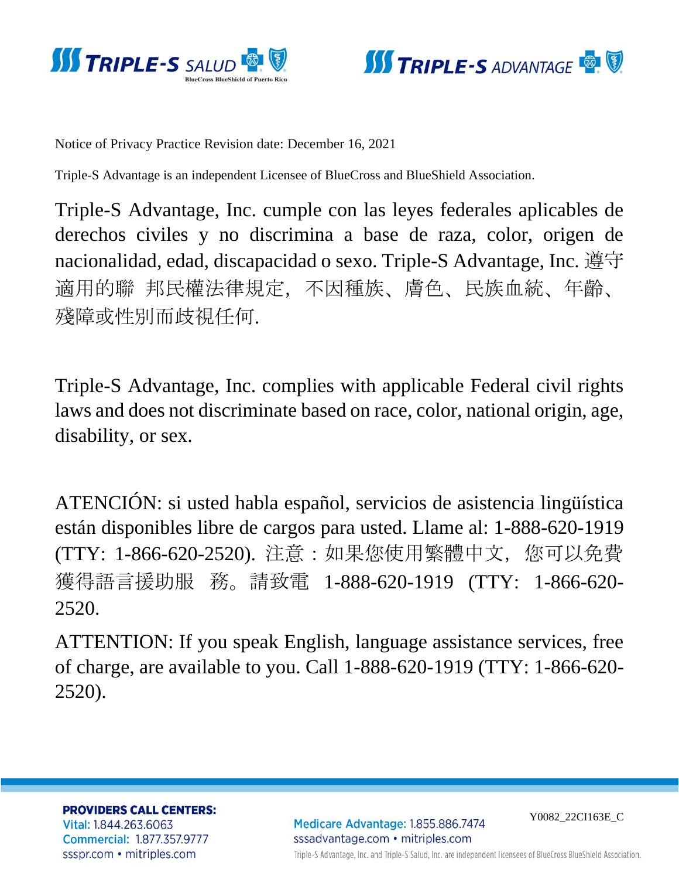Notice of Privacy Practice Revision date: December 16, 2021

Triple-S Advantage is an independent Licensee of BlueCross and BlueShield Association.

Triple-S Advantage, Inc. cumple con las leyes federales aplicables de derechos civiles y no discrimina a base de raza, color, origen de nacionalidad, edad, discapacidad o sexo. Triple-S Advantage, Inc. 遵守適用的聯 邦民權法律規定，不因種族、膚色、民族血統、年齡、殘障或性別而歧視任何.

Triple-S Advantage, Inc. complies with applicable Federal civil rights laws and does not discriminate based on race, color, national origin, age, disability, or sex.

ATENCIÓN: si usted habla español, servicios de asistencia lingüística están disponibles libre de cargos para usted. Llame al: 1-888-620-1919 (TTY: 1-866-620-2520). 注意：如果您使用繁體中文，您可以免費獲得語言援助服 務。請致電 1-888-620-1919 (TTY: 1-866-620-2520.

ATTENTION: If you speak English, language assistance services, free of charge, are available to you. Call 1-888-620-1919 (TTY: 1-866-620-2520).

**PROVIDERS CALL CENTERS:**
Vital: 1.844.263.6063
Commercial: 1.877.357.9777
ssspr.com • mitriples.com

Medicare Advantage: 1.855.886.7474
sssadvantage.com • mitriples.com

Y0082_22CI163E_C

Triple-S Advantage, Inc. and Triple-S Salud, Inc. are independent licensees of BlueCross BlueShield Association.